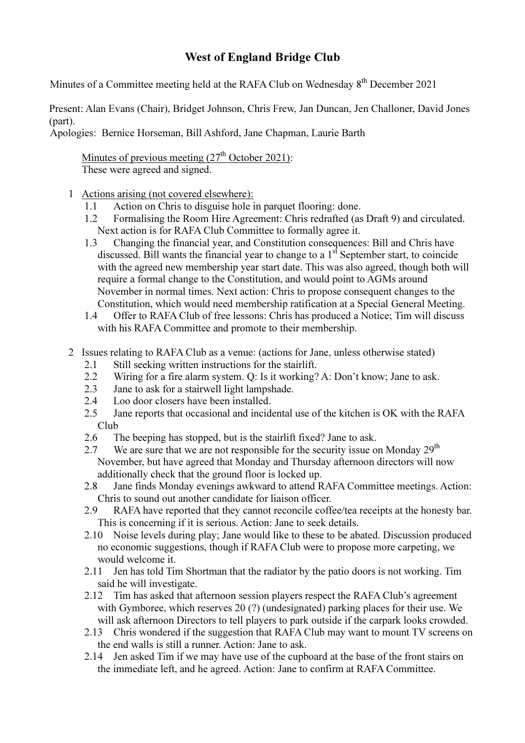# West of England Bridge Club

Minutes of a Committee meeting held at the RAFA Club on Wednesday 8th December 2021

Present: Alan Evans (Chair), Bridget Johnson, Chris Frew, Jan Duncan, Jen Challoner, David Jones (part).
Apologies: Bernice Horseman, Bill Ashford, Jane Chapman, Laurie Barth

<u>Minutes of previous meeting (27th October 2021)</u>:
These were agreed and signed.

1 <u>Actions arising (not covered elsewhere):</u>
   - 1.1 Action on Chris to disguise hole in parquet flooring: done.
   - 1.2 Formalising the Room Hire Agreement: Chris redrafted (as Draft 9) and circulated. Next action is for RAFA Club Committee to formally agree it.
   - 1.3 Changing the financial year, and Constitution consequences: Bill and Chris have discussed. Bill wants the financial year to change to a 1st September start, to coincide with the agreed new membership year start date. This was also agreed, though both will require a formal change to the Constitution, and would point to AGMs around November in normal times. Next action: Chris to propose consequent changes to the Constitution, which would need membership ratification at a Special General Meeting.
   - 1.4 Offer to RAFA Club of free lessons: Chris has produced a Notice; Tim will discuss with his RAFA Committee and promote to their membership.

2 Issues relating to RAFA Club as a venue: (actions for Jane, unless otherwise stated)
   - 2.1 Still seeking written instructions for the stairlift.
   - 2.2 Wiring for a fire alarm system. Q: Is it working? A: Don't know; Jane to ask.
   - 2.3 Jane to ask for a stairwell light lampshade.
   - 2.4 Loo door closers have been installed.
   - 2.5 Jane reports that occasional and incidental use of the kitchen is OK with the RAFA Club
   - 2.6 The beeping has stopped, but is the stairlift fixed? Jane to ask.
   - 2.7 We are sure that we are not responsible for the security issue on Monday 29th November, but have agreed that Monday and Thursday afternoon directors will now additionally check that the ground floor is locked up.
   - 2.8 Jane finds Monday evenings awkward to attend RAFA Committee meetings. Action: Chris to sound out another candidate for liaison officer.
   - 2.9 RAFA have reported that they cannot reconcile coffee/tea receipts at the honesty bar. This is concerning if it is serious. Action: Jane to seek details.
   - 2.10 Noise levels during play; Jane would like to these to be abated. Discussion produced no economic suggestions, though if RAFA Club were to propose more carpeting, we would welcome it.
   - 2.11 Jen has told Tim Shortman that the radiator by the patio doors is not working. Tim said he will investigate.
   - 2.12 Tim has asked that afternoon session players respect the RAFA Club's agreement with Gymboree, which reserves 20 (?) (undesignated) parking places for their use. We will ask afternoon Directors to tell players to park outside if the carpark looks crowded.
   - 2.13 Chris wondered if the suggestion that RAFA Club may want to mount TV screens on the end walls is still a runner. Action: Jane to ask.
   - 2.14 Jen asked Tim if we may have use of the cupboard at the base of the front stairs on the immediate left, and he agreed. Action: Jane to confirm at RAFA Committee.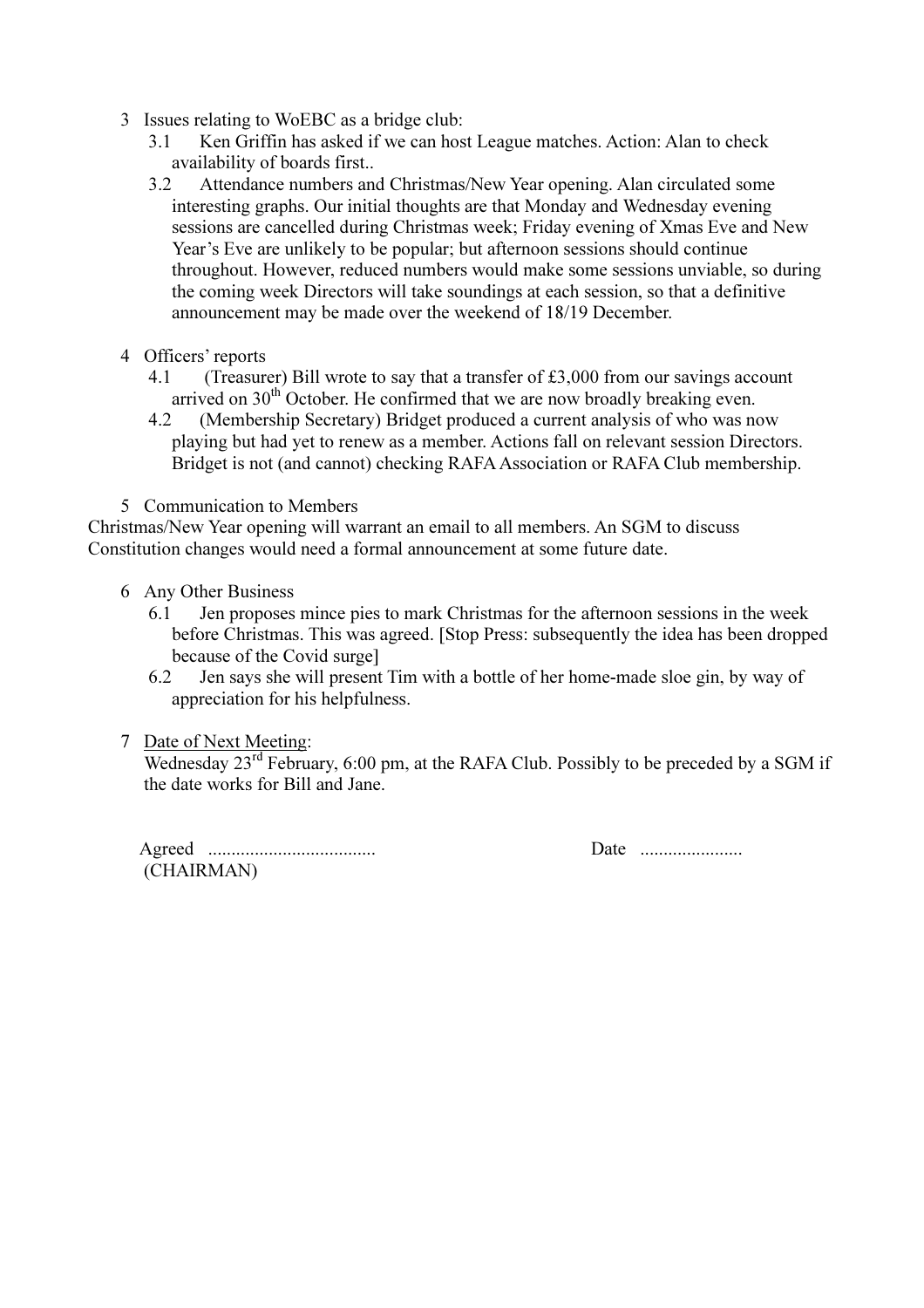3 Issues relating to WoEBC as a bridge club:
   3.1 Ken Griffin has asked if we can host League matches. Action: Alan to check availability of boards first..
   3.2 Attendance numbers and Christmas/New Year opening. Alan circulated some interesting graphs. Our initial thoughts are that Monday and Wednesday evening sessions are cancelled during Christmas week; Friday evening of Xmas Eve and New Year's Eve are unlikely to be popular; but afternoon sessions should continue throughout. However, reduced numbers would make some sessions unviable, so during the coming week Directors will take soundings at each session, so that a definitive announcement may be made over the weekend of 18/19 December.

4 Officers' reports
   4.1 (Treasurer) Bill wrote to say that a transfer of £3,000 from our savings account arrived on 30th October. He confirmed that we are now broadly breaking even.
   4.2 (Membership Secretary) Bridget produced a current analysis of who was now playing but had yet to renew as a member. Actions fall on relevant session Directors. Bridget is not (and cannot) checking RAFA Association or RAFA Club membership.

5 Communication to Members

Christmas/New Year opening will warrant an email to all members. An SGM to discuss Constitution changes would need a formal announcement at some future date.

6 Any Other Business
   6.1 Jen proposes mince pies to mark Christmas for the afternoon sessions in the week before Christmas. This was agreed. [Stop Press: subsequently the idea has been dropped because of the Covid surge]
   6.2 Jen says she will present Tim with a bottle of her home-made sloe gin, by way of appreciation for his helpfulness.

7 Date of Next Meeting:
   Wednesday 23rd February, 6:00 pm, at the RAFA Club. Possibly to be preceded by a SGM if the date works for Bill and Jane.

Agreed .................................... (CHAIRMAN)          Date ......................